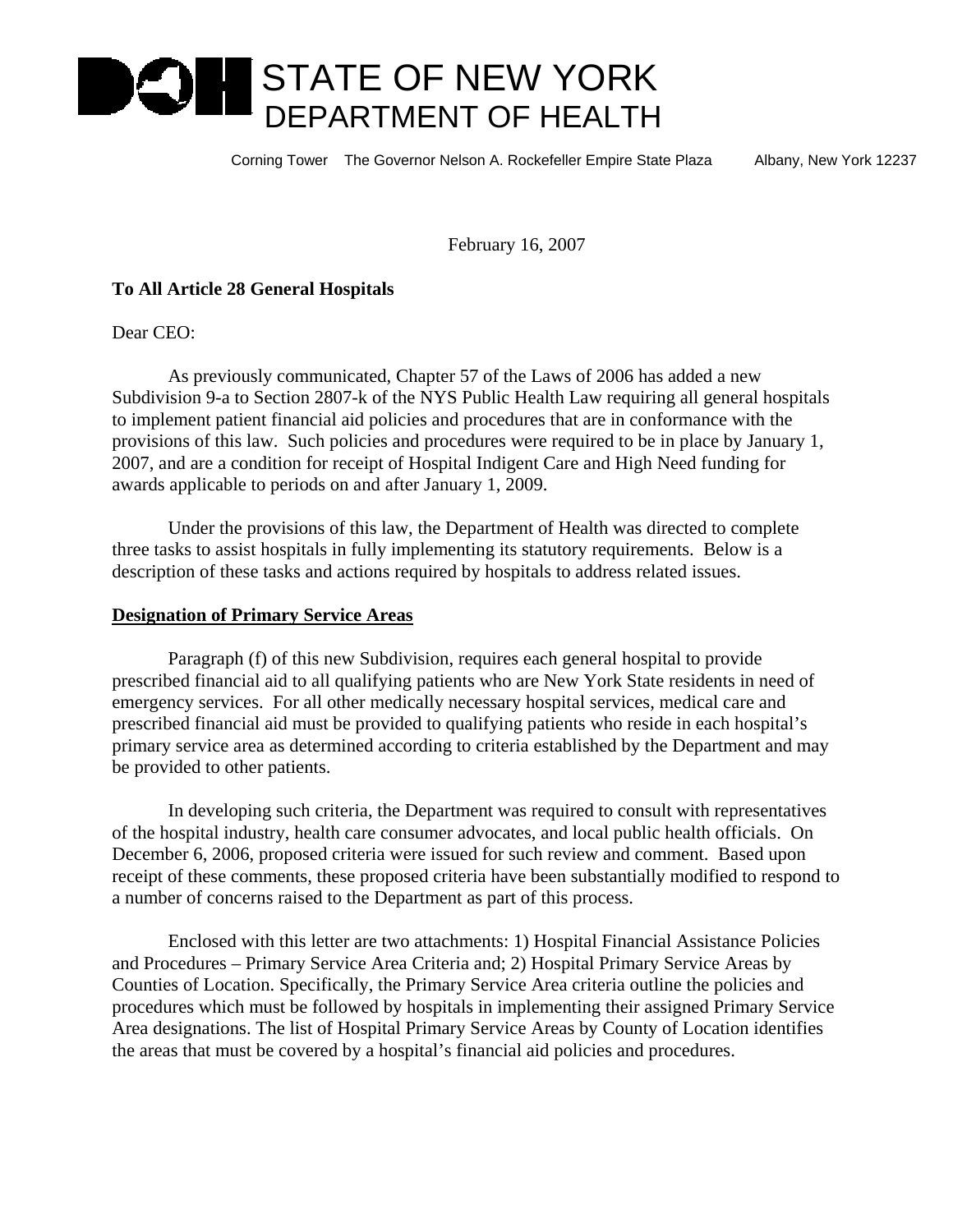# STATE OF NEW YORK
## DEPARTMENT OF HEALTH

Corning Tower The Governor Nelson A. Rockefeller Empire State Plaza Albany, New York 12237

February 16, 2007

**To All Article 28 General Hospitals**

Dear CEO:

As previously communicated, Chapter 57 of the Laws of 2006 has added a new Subdivision 9-a to Section 2807-k of the NYS Public Health Law requiring all general hospitals to implement patient financial aid policies and procedures that are in conformance with the provisions of this law. Such policies and procedures were required to be in place by January 1, 2007, and are a condition for receipt of Hospital Indigent Care and High Need funding for awards applicable to periods on and after January 1, 2009.

Under the provisions of this law, the Department of Health was directed to complete three tasks to assist hospitals in fully implementing its statutory requirements. Below is a description of these tasks and actions required by hospitals to address related issues.

**Designation of Primary Service Areas**

Paragraph (f) of this new Subdivision, requires each general hospital to provide prescribed financial aid to all qualifying patients who are New York State residents in need of emergency services. For all other medically necessary hospital services, medical care and prescribed financial aid must be provided to qualifying patients who reside in each hospital's primary service area as determined according to criteria established by the Department and may be provided to other patients.

In developing such criteria, the Department was required to consult with representatives of the hospital industry, health care consumer advocates, and local public health officials. On December 6, 2006, proposed criteria were issued for such review and comment. Based upon receipt of these comments, these proposed criteria have been substantially modified to respond to a number of concerns raised to the Department as part of this process.

Enclosed with this letter are two attachments: 1) Hospital Financial Assistance Policies and Procedures – Primary Service Area Criteria and; 2) Hospital Primary Service Areas by Counties of Location. Specifically, the Primary Service Area criteria outline the policies and procedures which must be followed by hospitals in implementing their assigned Primary Service Area designations. The list of Hospital Primary Service Areas by County of Location identifies the areas that must be covered by a hospital's financial aid policies and procedures.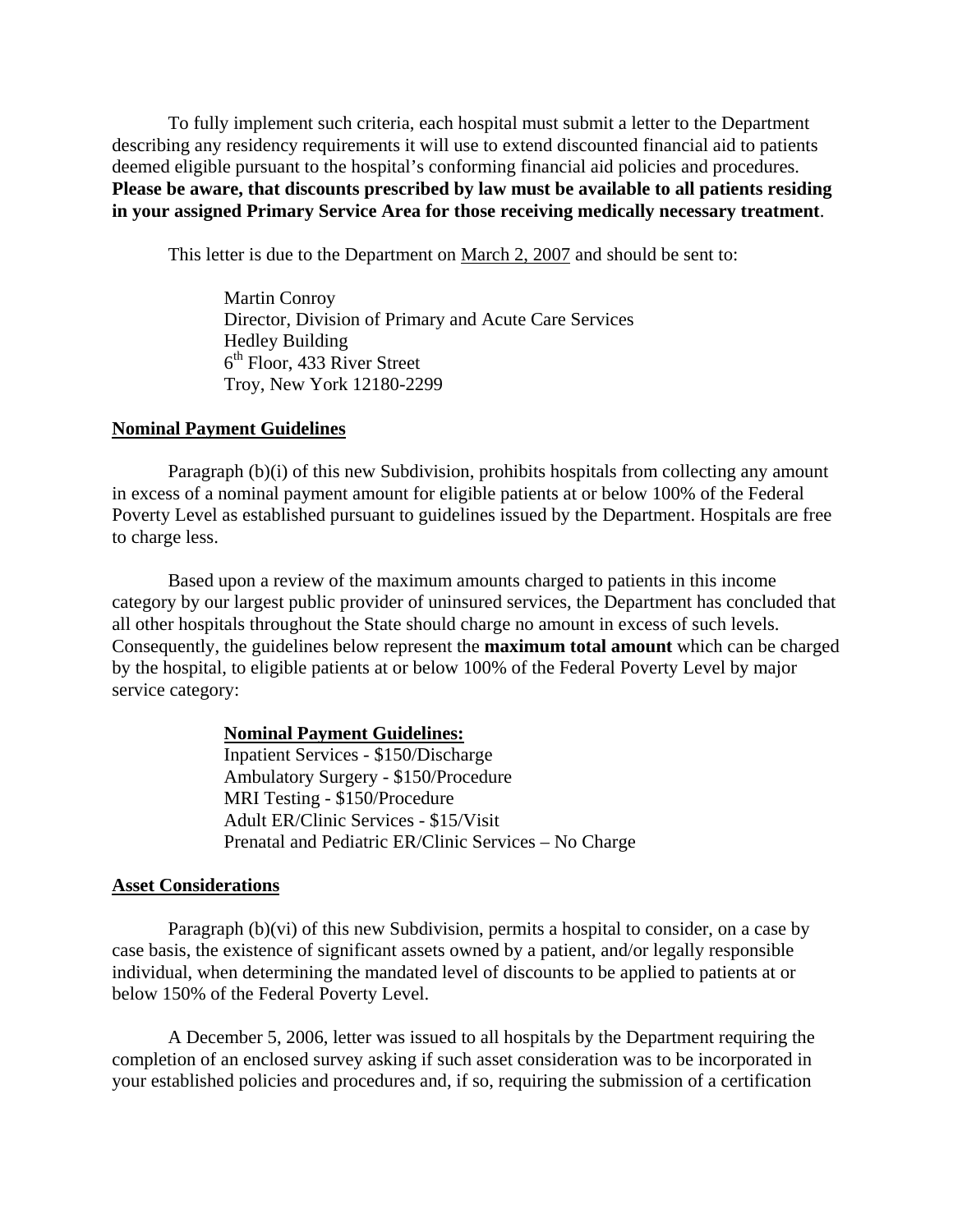To fully implement such criteria, each hospital must submit a letter to the Department describing any residency requirements it will use to extend discounted financial aid to patients deemed eligible pursuant to the hospital's conforming financial aid policies and procedures. **Please be aware, that discounts prescribed by law must be available to all patients residing in your assigned Primary Service Area for those receiving medically necessary treatment**.

This letter is due to the Department on March 2, 2007 and should be sent to:

Martin Conroy
Director, Division of Primary and Acute Care Services
Hedley Building
6th Floor, 433 River Street
Troy, New York 12180-2299

## Nominal Payment Guidelines

Paragraph (b)(i) of this new Subdivision, prohibits hospitals from collecting any amount in excess of a nominal payment amount for eligible patients at or below 100% of the Federal Poverty Level as established pursuant to guidelines issued by the Department. Hospitals are free to charge less.

Based upon a review of the maximum amounts charged to patients in this income category by our largest public provider of uninsured services, the Department has concluded that all other hospitals throughout the State should charge no amount in excess of such levels. Consequently, the guidelines below represent the **maximum total amount** which can be charged by the hospital, to eligible patients at or below 100% of the Federal Poverty Level by major service category:

**Nominal Payment Guidelines:**
Inpatient Services - $150/Discharge
Ambulatory Surgery - $150/Procedure
MRI Testing - $150/Procedure
Adult ER/Clinic Services - $15/Visit
Prenatal and Pediatric ER/Clinic Services – No Charge

## Asset Considerations

Paragraph (b)(vi) of this new Subdivision, permits a hospital to consider, on a case by case basis, the existence of significant assets owned by a patient, and/or legally responsible individual, when determining the mandated level of discounts to be applied to patients at or below 150% of the Federal Poverty Level.

A December 5, 2006, letter was issued to all hospitals by the Department requiring the completion of an enclosed survey asking if such asset consideration was to be incorporated in your established policies and procedures and, if so, requiring the submission of a certification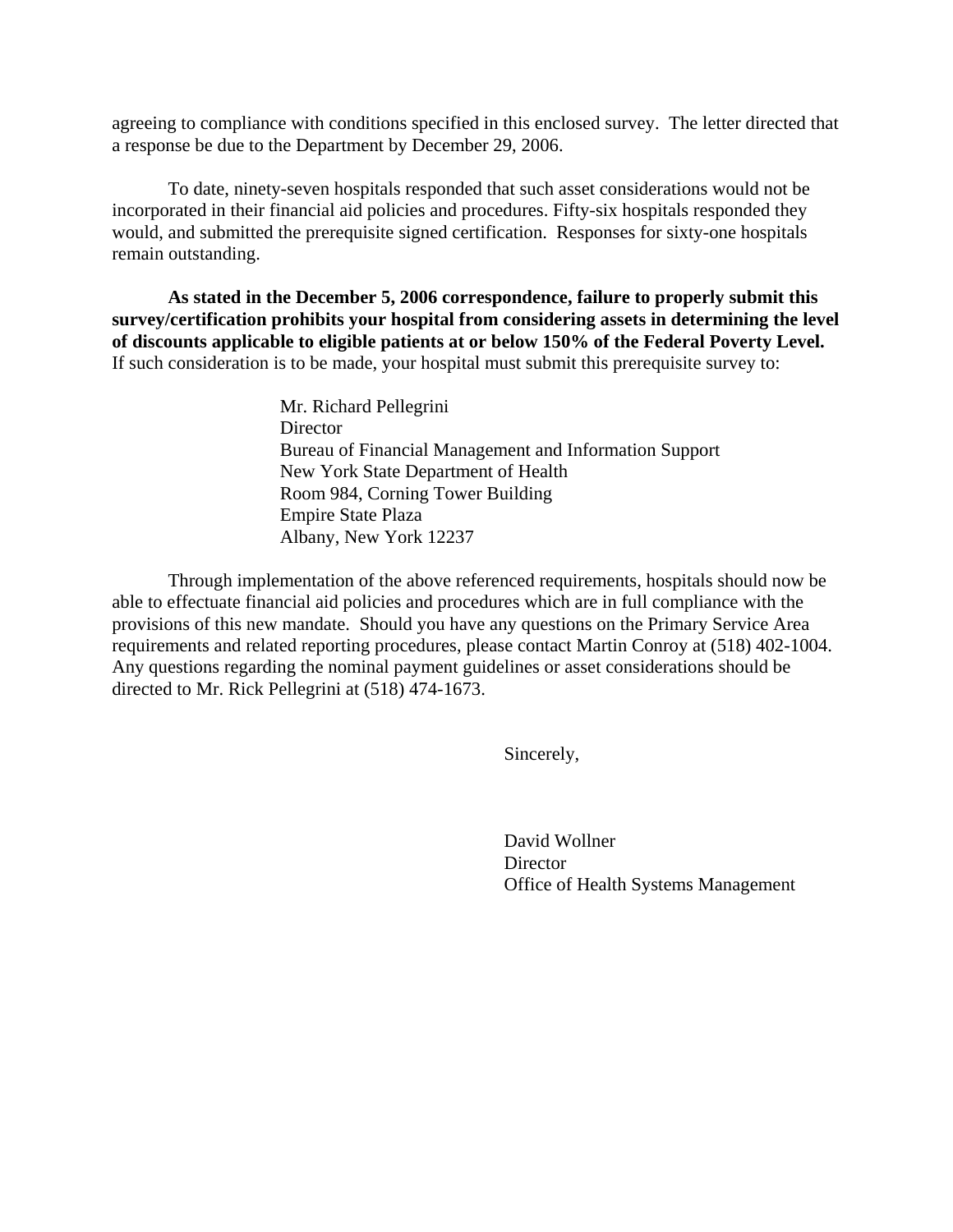agreeing to compliance with conditions specified in this enclosed survey. The letter directed that a response be due to the Department by December 29, 2006.

To date, ninety-seven hospitals responded that such asset considerations would not be incorporated in their financial aid policies and procedures. Fifty-six hospitals responded they would, and submitted the prerequisite signed certification. Responses for sixty-one hospitals remain outstanding.

**As stated in the December 5, 2006 correspondence, failure to properly submit this survey/certification prohibits your hospital from considering assets in determining the level of discounts applicable to eligible patients at or below 150% of the Federal Poverty Level.** If such consideration is to be made, your hospital must submit this prerequisite survey to:

Mr. Richard Pellegrini
Director
Bureau of Financial Management and Information Support
New York State Department of Health
Room 984, Corning Tower Building
Empire State Plaza
Albany, New York 12237

Through implementation of the above referenced requirements, hospitals should now be able to effectuate financial aid policies and procedures which are in full compliance with the provisions of this new mandate. Should you have any questions on the Primary Service Area requirements and related reporting procedures, please contact Martin Conroy at (518) 402-1004. Any questions regarding the nominal payment guidelines or asset considerations should be directed to Mr. Rick Pellegrini at (518) 474-1673.

Sincerely,

David Wollner
Director
Office of Health Systems Management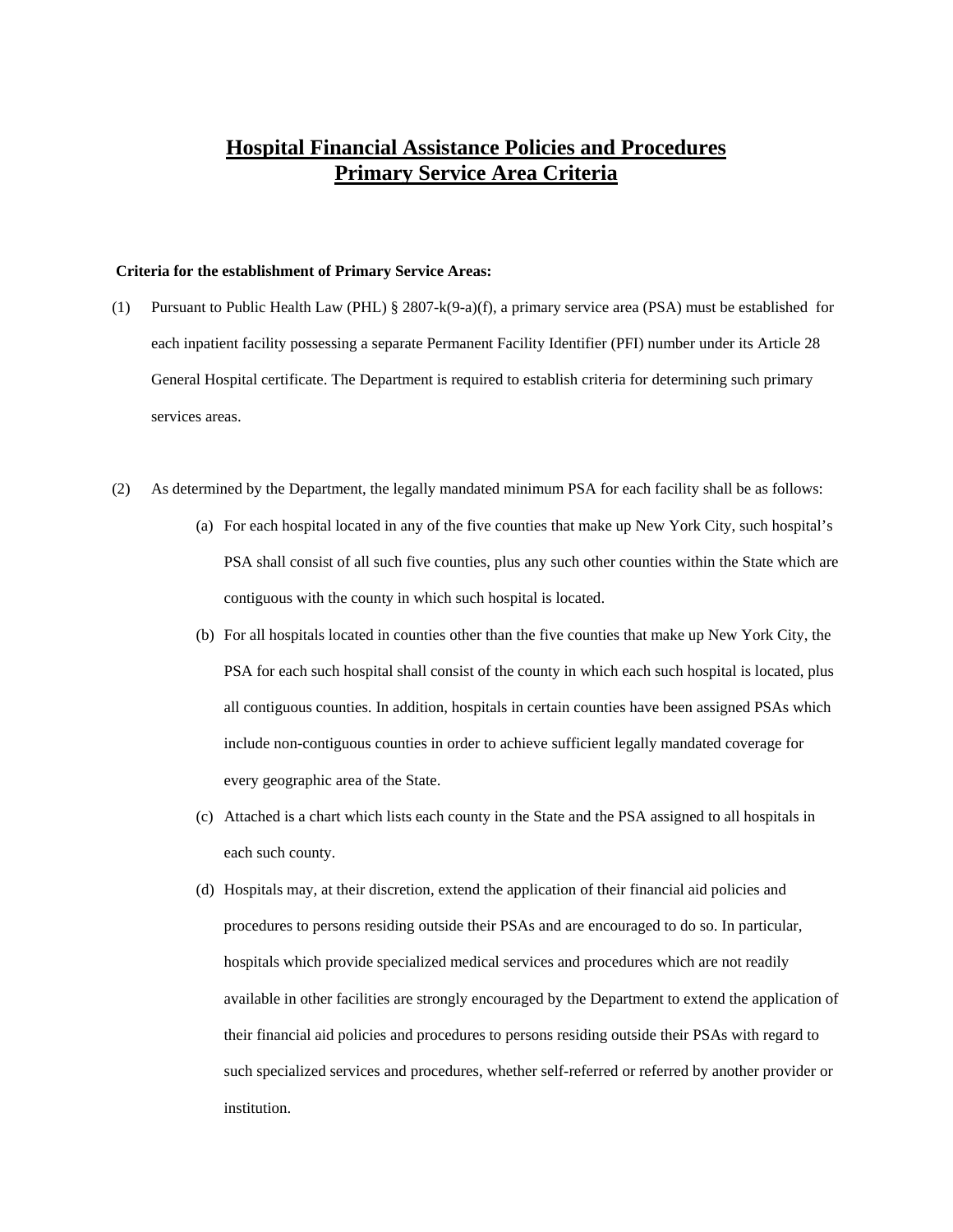# Hospital Financial Assistance Policies and Procedures
# Primary Service Area Criteria

**Criteria for the establishment of Primary Service Areas:**

(1) Pursuant to Public Health Law (PHL) § 2807-k(9-a)(f), a primary service area (PSA) must be established for each inpatient facility possessing a separate Permanent Facility Identifier (PFI) number under its Article 28 General Hospital certificate. The Department is required to establish criteria for determining such primary services areas.

(2) As determined by the Department, the legally mandated minimum PSA for each facility shall be as follows:

   (a) For each hospital located in any of the five counties that make up New York City, such hospital's PSA shall consist of all such five counties, plus any such other counties within the State which are contiguous with the county in which such hospital is located.

   (b) For all hospitals located in counties other than the five counties that make up New York City, the PSA for each such hospital shall consist of the county in which each such hospital is located, plus all contiguous counties. In addition, hospitals in certain counties have been assigned PSAs which include non-contiguous counties in order to achieve sufficient legally mandated coverage for every geographic area of the State.

   (c) Attached is a chart which lists each county in the State and the PSA assigned to all hospitals in each such county.

   (d) Hospitals may, at their discretion, extend the application of their financial aid policies and procedures to persons residing outside their PSAs and are encouraged to do so. In particular, hospitals which provide specialized medical services and procedures which are not readily available in other facilities are strongly encouraged by the Department to extend the application of their financial aid policies and procedures to persons residing outside their PSAs with regard to such specialized services and procedures, whether self-referred or referred by another provider or institution.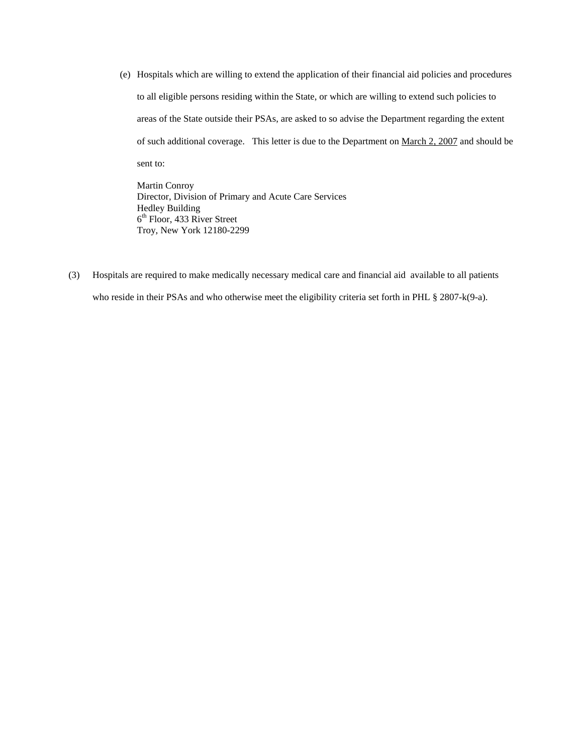(e) Hospitals which are willing to extend the application of their financial aid policies and procedures to all eligible persons residing within the State, or which are willing to extend such policies to areas of the State outside their PSAs, are asked to so advise the Department regarding the extent of such additional coverage. This letter is due to the Department on <u>March 2, 2007</u> and should be sent to:

Martin Conroy
Director, Division of Primary and Acute Care Services
Hedley Building
6th Floor, 433 River Street
Troy, New York 12180-2299

(3) Hospitals are required to make medically necessary medical care and financial aid available to all patients who reside in their PSAs and who otherwise meet the eligibility criteria set forth in PHL § 2807-k(9-a).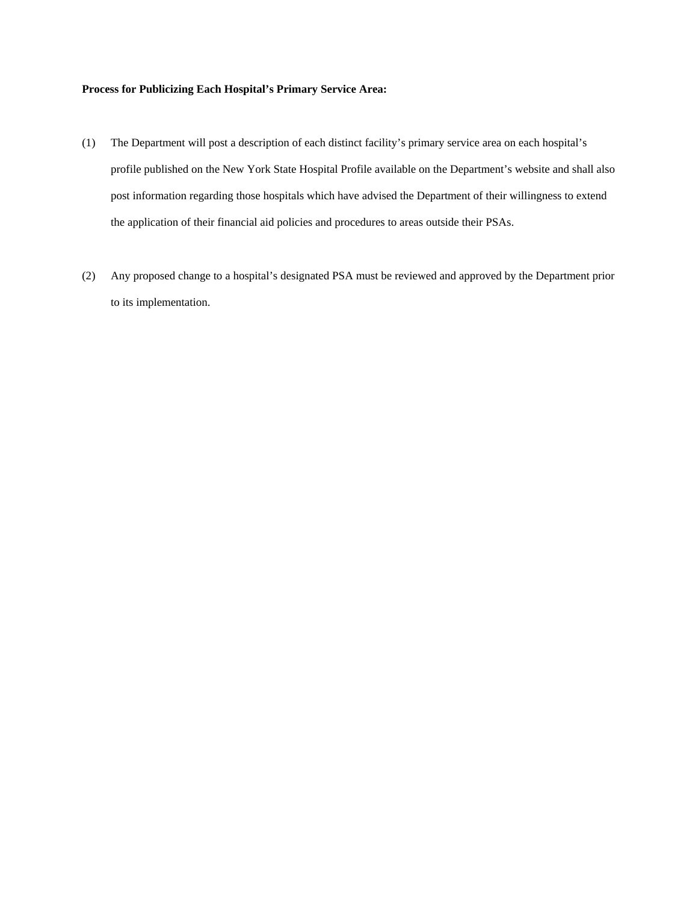**Process for Publicizing Each Hospital's Primary Service Area:**

(1) The Department will post a description of each distinct facility's primary service area on each hospital's profile published on the New York State Hospital Profile available on the Department's website and shall also post information regarding those hospitals which have advised the Department of their willingness to extend the application of their financial aid policies and procedures to areas outside their PSAs.

(2) Any proposed change to a hospital's designated PSA must be reviewed and approved by the Department prior to its implementation.